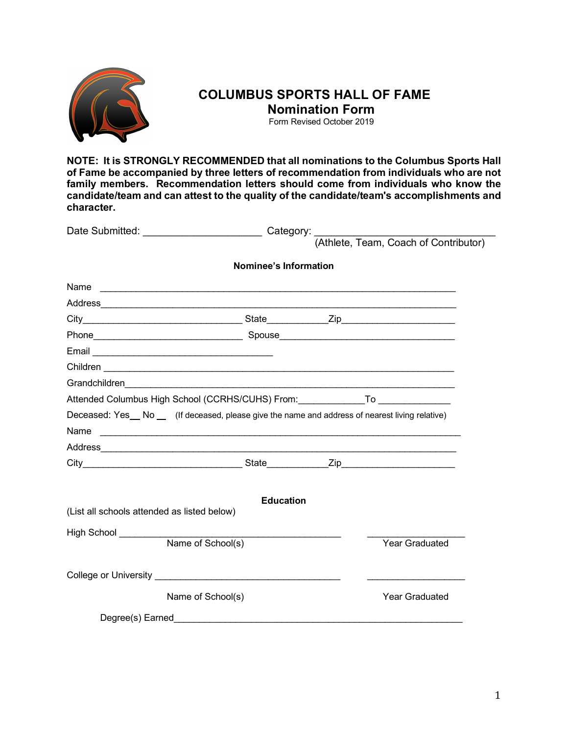# COLUMBUS SPORTS HALL OF FAME
## Nomination Form
Form Revised October 2019

**NOTE: It is STRONGLY RECOMMENDED that all nominations to the Columbus Sports Hall of Fame be accompanied by three letters of recommendation from individuals who are not family members. Recommendation letters should come from individuals who know the candidate/team and can attest to the quality of the candidate/team's accomplishments and character.**

Date Submitted: ____________________ Category: ______________________________
(Athlete, Team, Coach of Contributor)

**Nominee's Information**

Name ____________________________________________________________

Address__________________________________________________________

City__________________________ State__________ Zip__________________

Phone________________________ Spouse____________________________

Email ______________________________

Children __________________________________________________________

Grandchildren______________________________________________________

Attended Columbus High School (CCRHS/CUHS) From:__________ To ___________

Deceased: Yes__ No __ (If deceased, please give the name and address of nearest living relative)

Name ____________________________________________________________

Address__________________________________________________________

City__________________________ State__________ Zip__________________

**Education**

(List all schools attended as listed below)

High School ______________________________________ ________________
Name of School(s) Year Graduated

College or University ______________________________ ________________
Name of School(s) Year Graduated

Degree(s) Earned__________________________________________________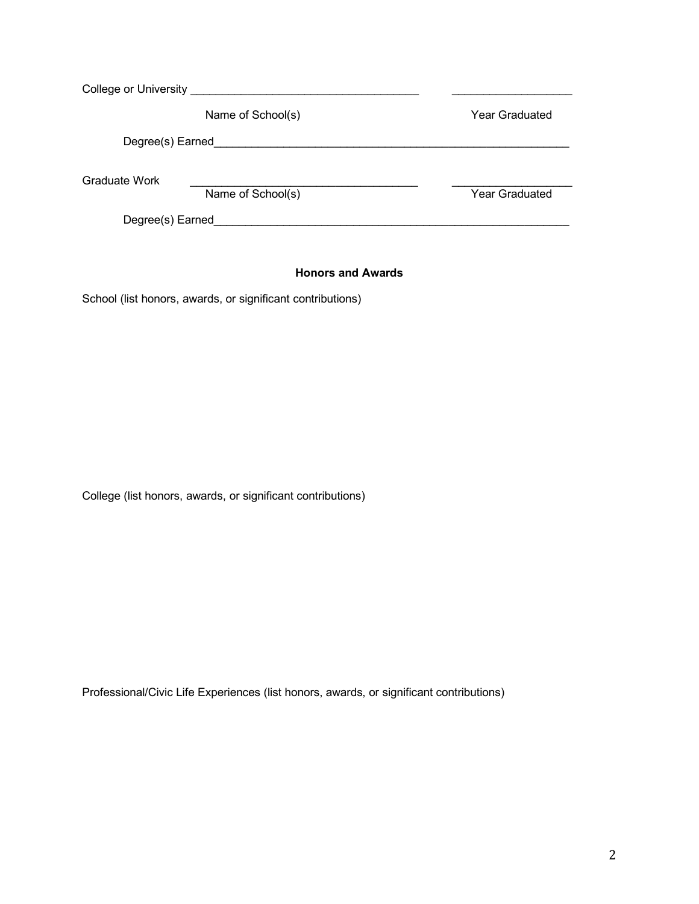College or University ____________________________________ __________________

Name of School(s) Year Graduated

Degree(s) Earned________________________________________________________

Graduate Work ____________________________________ __________________

Name of School(s) Year Graduated

Degree(s) Earned________________________________________________________

**Honors and Awards**

School (list honors, awards, or significant contributions)

College (list honors, awards, or significant contributions)

Professional/Civic Life Experiences (list honors, awards, or significant contributions)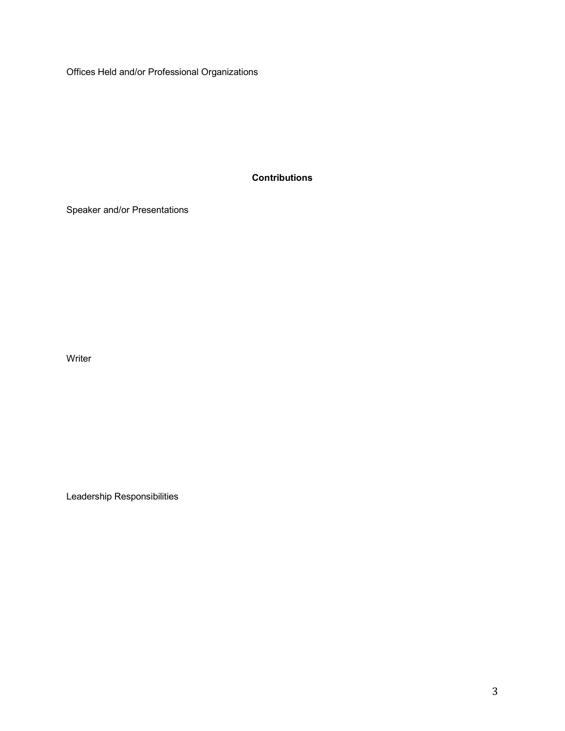Offices Held and/or Professional Organizations

**Contributions**

Speaker and/or Presentations

Writer

Leadership Responsibilities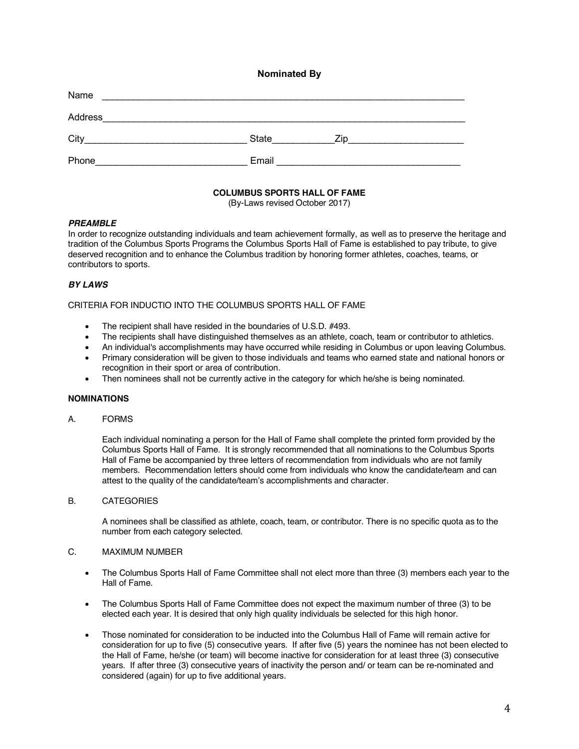**Nominated By**

Name ______________________________________________________________________

Address_____________________________________________________________________

City______________________________ State___________Zip_____________________

Phone____________________________ Email __________________________________

**COLUMBUS SPORTS HALL OF FAME**
(By-Laws revised October 2017)

***PREAMBLE***
In order to recognize outstanding individuals and team achievement formally, as well as to preserve the heritage and tradition of the Columbus Sports Programs the Columbus Sports Hall of Fame is established to pay tribute, to give deserved recognition and to enhance the Columbus tradition by honoring former athletes, coaches, teams, or contributors to sports.

***BY LAWS***

CRITERIA FOR INDUCTIO INTO THE COLUMBUS SPORTS HALL OF FAME

- The recipient shall have resided in the boundaries of U.S.D. #493.
- The recipients shall have distinguished themselves as an athlete, coach, team or contributor to athletics.
- An individual's accomplishments may have occurred while residing in Columbus or upon leaving Columbus.
- Primary consideration will be given to those individuals and teams who earned state and national honors or recognition in their sport or area of contribution.
- Then nominees shall not be currently active in the category for which he/she is being nominated.

**NOMINATIONS**

A. FORMS

Each individual nominating a person for the Hall of Fame shall complete the printed form provided by the Columbus Sports Hall of Fame. It is strongly recommended that all nominations to the Columbus Sports Hall of Fame be accompanied by three letters of recommendation from individuals who are not family members. Recommendation letters should come from individuals who know the candidate/team and can attest to the quality of the candidate/team's accomplishments and character.

B. CATEGORIES

A nominees shall be classified as athlete, coach, team, or contributor. There is no specific quota as to the number from each category selected.

C. MAXIMUM NUMBER

- The Columbus Sports Hall of Fame Committee shall not elect more than three (3) members each year to the Hall of Fame.
- The Columbus Sports Hall of Fame Committee does not expect the maximum number of three (3) to be elected each year. It is desired that only high quality individuals be selected for this high honor.
- Those nominated for consideration to be inducted into the Columbus Hall of Fame will remain active for consideration for up to five (5) consecutive years. If after five (5) years the nominee has not been elected to the Hall of Fame, he/she (or team) will become inactive for consideration for at least three (3) consecutive years. If after three (3) consecutive years of inactivity the person and/ or team can be re-nominated and considered (again) for up to five additional years.